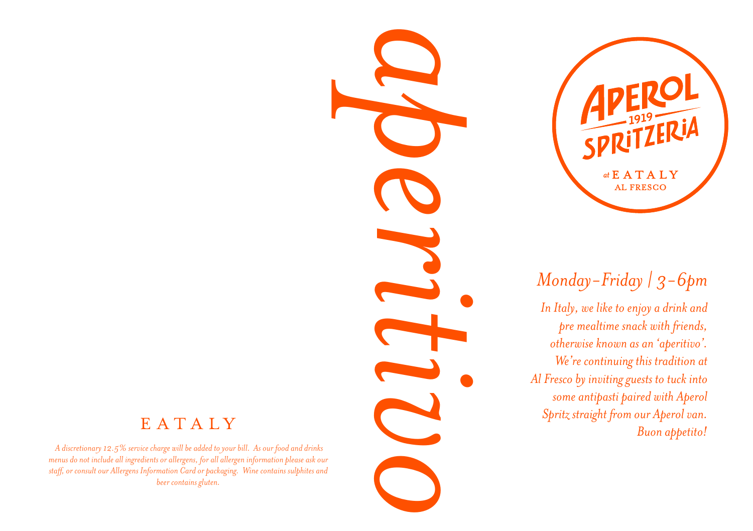# aperitivo

APEROL 1919 SPRITZERIA

*at* EATALY AL FRESCO

## *Monday–Friday | 3–6pm*

*In Italy, we like to enjoy a drink and pre mealtime snack with friends, otherwise known as an 'aperitivo'. We're continuing this tradition at Al Fresco by inviting guests to tuck into some antipasti paired with Aperol Spritz straight from our Aperol van. Buon appetito!*

EATALY

*A discretionary 12.5% service charge will be added to your bill. As our food and drinks menus do not include all ingredients or allergens, for all allergen information please ask our staff, or consult our Allergens Information Card or packaging. Wine contains sulphites and beer contains gluten.*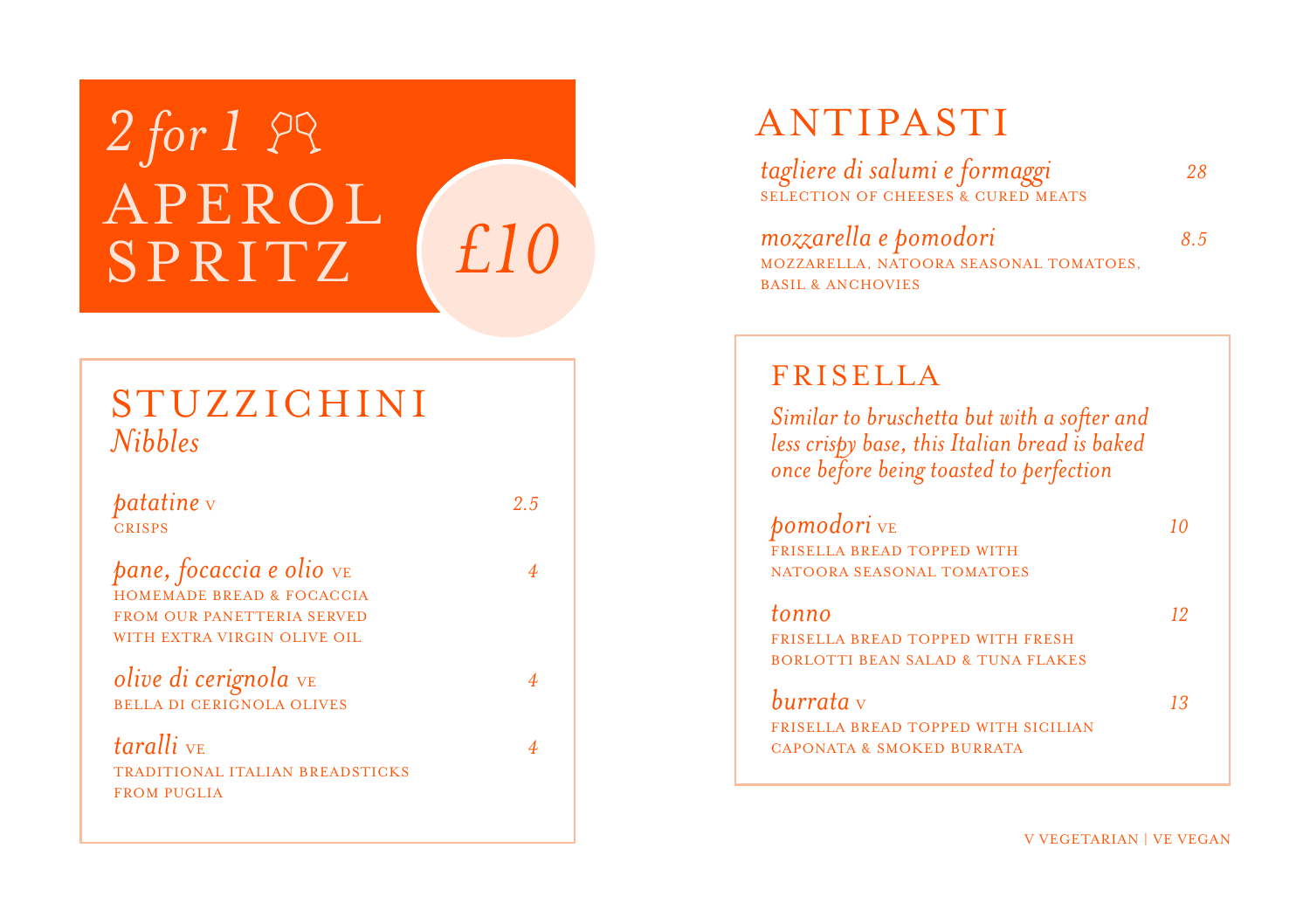## *2 for 1* APEROL SPRITZ *£10*

## STUZZICHINI
*Nibbles*

*patatine* V — *2.5*
CRISPS

*pane, focaccia e olio* VE — *4*
HOMEMADE BREAD & FOCACCIA FROM OUR PANETTERIA SERVED WITH EXTRA VIRGIN OLIVE OIL

*olive di cerignola* VE — *4*
BELLA DI CERIGNOLA OLIVES

*taralli* VE — *4*
TRADITIONAL ITALIAN BREADSTICKS FROM PUGLIA

## ANTIPASTI

*tagliere di salumi e formaggi* — *28*
SELECTION OF CHEESES & CURED MEATS

*mozzarella e pomodori* — *8.5*
MOZZARELLA, NATOORA SEASONAL TOMATOES, BASIL & ANCHOVIES

## FRISELLA

*Similar to bruschetta but with a softer and less crispy base, this Italian bread is baked once before being toasted to perfection*

*pomodori* VE — *10*
FRISELLA BREAD TOPPED WITH NATOORA SEASONAL TOMATOES

*tonno* — *12*
FRISELLA BREAD TOPPED WITH FRESH BORLOTTI BEAN SALAD & TUNA FLAKES

*burrata* V — *13*
FRISELLA BREAD TOPPED WITH SICILIAN CAPONATA & SMOKED BURRATA

V VEGETARIAN | VE VEGAN